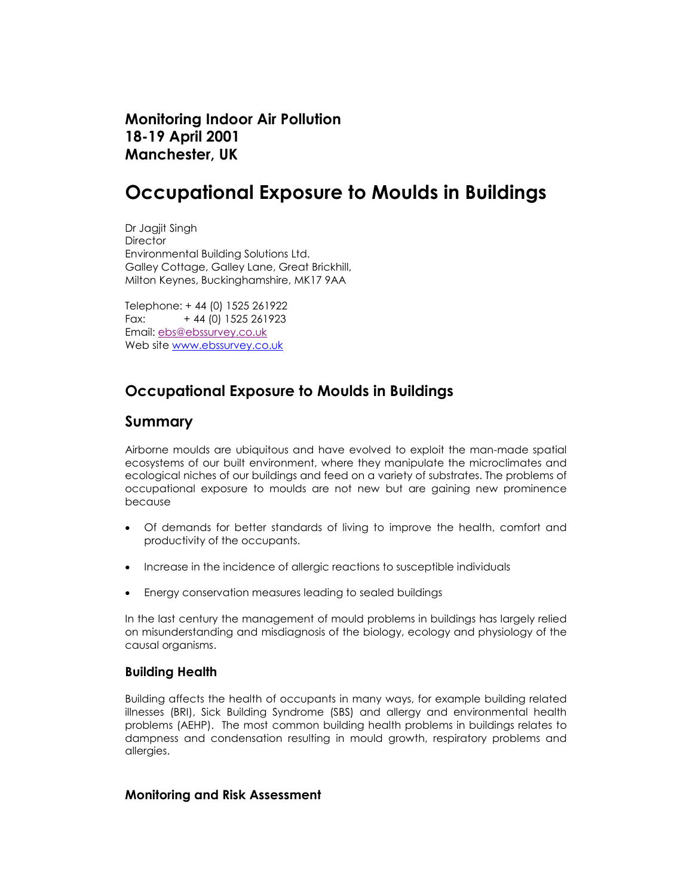**Monitoring Indoor Air Pollution**
**18-19 April 2001**
**Manchester, UK**

# Occupational Exposure to Moulds in Buildings

Dr Jagjit Singh
Director
Environmental Building Solutions Ltd.
Galley Cottage, Galley Lane, Great Brickhill,
Milton Keynes, Buckinghamshire, MK17 9AA

Telephone: + 44 (0) 1525 261922
Fax: + 44 (0) 1525 261923
Email: ebs@ebssurvey.co.uk
Web site www.ebssurvey.co.uk

## Occupational Exposure to Moulds in Buildings

## Summary

Airborne moulds are ubiquitous and have evolved to exploit the man-made spatial ecosystems of our built environment, where they manipulate the microclimates and ecological niches of our buildings and feed on a variety of substrates. The problems of occupational exposure to moulds are not new but are gaining new prominence because

- Of demands for better standards of living to improve the health, comfort and productivity of the occupants.
- Increase in the incidence of allergic reactions to susceptible individuals
- Energy conservation measures leading to sealed buildings

In the last century the management of mould problems in buildings has largely relied on misunderstanding and misdiagnosis of the biology, ecology and physiology of the causal organisms.

### Building Health

Building affects the health of occupants in many ways, for example building related illnesses (BRI), Sick Building Syndrome (SBS) and allergy and environmental health problems (AEHP). The most common building health problems in buildings relates to dampness and condensation resulting in mould growth, respiratory problems and allergies.

### Monitoring and Risk Assessment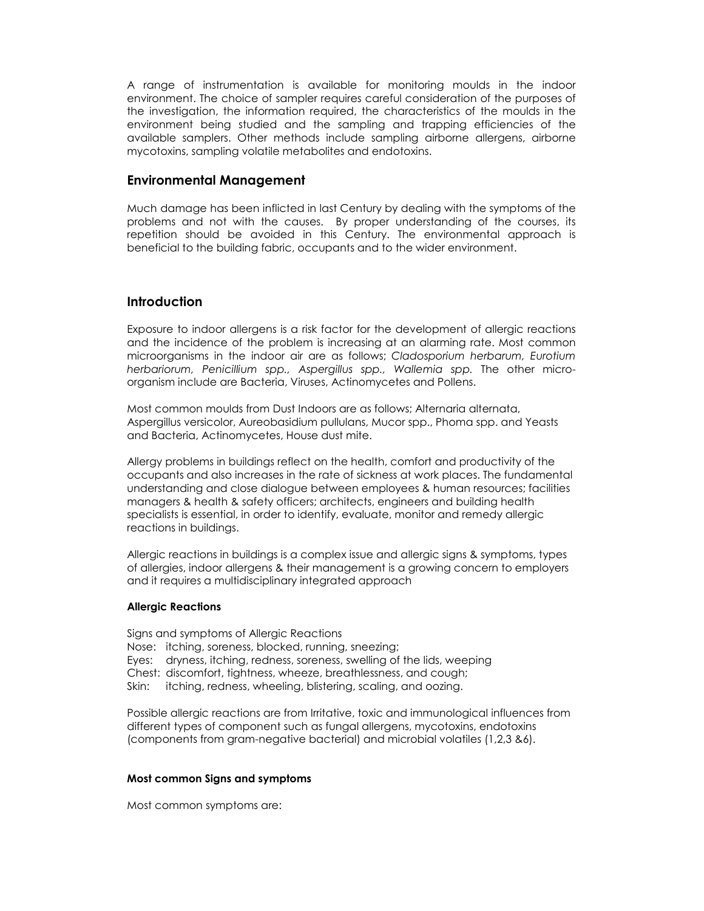A range of instrumentation is available for monitoring moulds in the indoor environment. The choice of sampler requires careful consideration of the purposes of the investigation, the information required, the characteristics of the moulds in the environment being studied and the sampling and trapping efficiencies of the available samplers. Other methods include sampling airborne allergens, airborne mycotoxins, sampling volatile metabolites and endotoxins.

## Environmental Management

Much damage has been inflicted in last Century by dealing with the symptoms of the problems and not with the causes. By proper understanding of the courses, its repetition should be avoided in this Century. The environmental approach is beneficial to the building fabric, occupants and to the wider environment.

## Introduction

Exposure to indoor allergens is a risk factor for the development of allergic reactions and the incidence of the problem is increasing at an alarming rate. Most common microorganisms in the indoor air are as follows; *Cladosporium herbarum, Eurotium herbariorum, Penicillium spp., Aspergillus spp., Wallemia spp.* The other micro-organism include are Bacteria, Viruses, Actinomycetes and Pollens.

Most common moulds from Dust Indoors are as follows; Alternaria alternata, Aspergillus versicolor, Aureobasidium pullulans, Mucor spp., Phoma spp. and Yeasts and Bacteria, Actinomycetes, House dust mite.

Allergy problems in buildings reflect on the health, comfort and productivity of the occupants and also increases in the rate of sickness at work places. The fundamental understanding and close dialogue between employees & human resources; facilities managers & health & safety officers; architects, engineers and building health specialists is essential, in order to identify, evaluate, monitor and remedy allergic reactions in buildings.

Allergic reactions in buildings is a complex issue and allergic signs & symptoms, types of allergies, indoor allergens & their management is a growing concern to employers and it requires a multidisciplinary integrated approach

#### Allergic Reactions

Signs and symptoms of Allergic Reactions
Nose: itching, soreness, blocked, running, sneezing;
Eyes: dryness, itching, redness, soreness, swelling of the lids, weeping
Chest: discomfort, tightness, wheeze, breathlessness, and cough;
Skin: itching, redness, wheeling, blistering, scaling, and oozing.

Possible allergic reactions are from Irritative, toxic and immunological influences from different types of component such as fungal allergens, mycotoxins, endotoxins (components from gram-negative bacterial) and microbial volatiles (1,2,3 &6).

#### Most common Signs and symptoms

Most common symptoms are: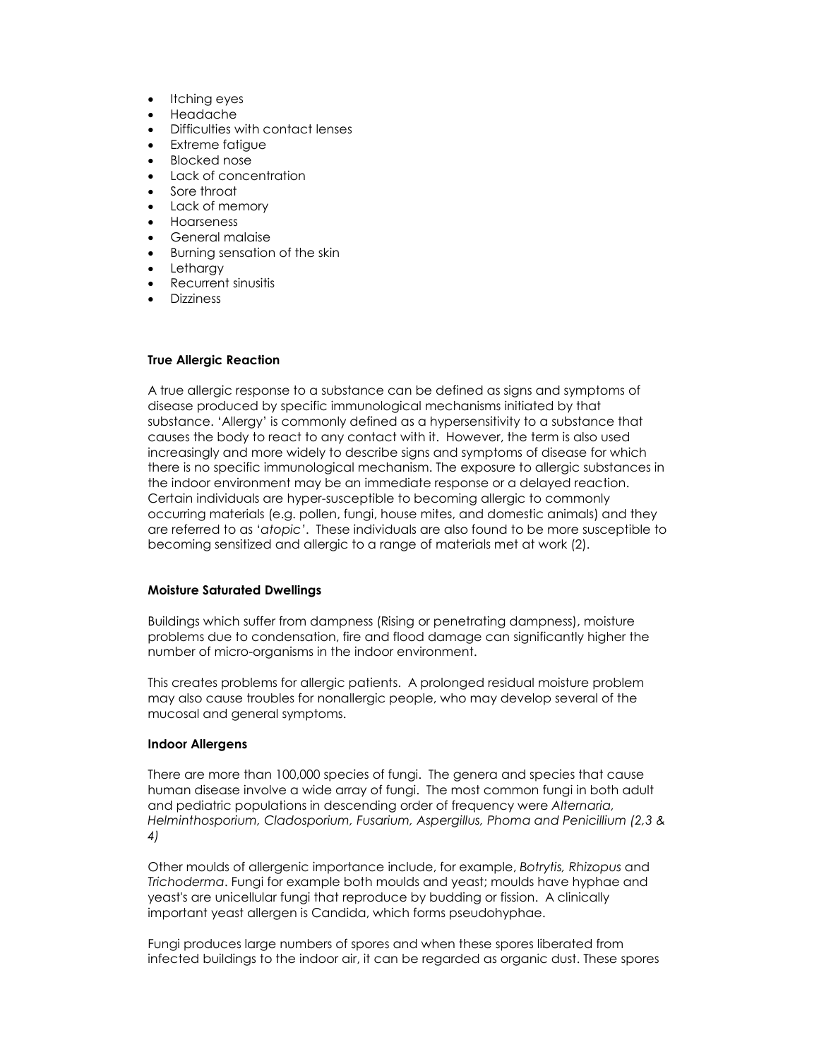- Itching eyes
- Headache
- Difficulties with contact lenses
- Extreme fatigue
- Blocked nose
- Lack of concentration
- Sore throat
- Lack of memory
- Hoarseness
- General malaise
- Burning sensation of the skin
- Lethargy
- Recurrent sinusitis
- Dizziness

**True Allergic Reaction**

A true allergic response to a substance can be defined as signs and symptoms of disease produced by specific immunological mechanisms initiated by that substance. 'Allergy' is commonly defined as a hypersensitivity to a substance that causes the body to react to any contact with it. However, the term is also used increasingly and more widely to describe signs and symptoms of disease for which there is no specific immunological mechanism. The exposure to allergic substances in the indoor environment may be an immediate response or a delayed reaction. Certain individuals are hyper-susceptible to becoming allergic to commonly occurring materials (e.g. pollen, fungi, house mites, and domestic animals) and they are referred to as '*atopic*'. These individuals are also found to be more susceptible to becoming sensitized and allergic to a range of materials met at work (2).

**Moisture Saturated Dwellings**

Buildings which suffer from dampness (Rising or penetrating dampness), moisture problems due to condensation, fire and flood damage can significantly higher the number of micro-organisms in the indoor environment.

This creates problems for allergic patients. A prolonged residual moisture problem may also cause troubles for nonallergic people, who may develop several of the mucosal and general symptoms.

**Indoor Allergens**

There are more than 100,000 species of fungi. The genera and species that cause human disease involve a wide array of fungi. The most common fungi in both adult and pediatric populations in descending order of frequency were *Alternaria, Helminthosporium, Cladosporium, Fusarium, Aspergillus, Phoma and Penicillium (2,3 & 4)*

Other moulds of allergenic importance include, for example, *Botrytis, Rhizopus* and *Trichoderma*. Fungi for example both moulds and yeast; moulds have hyphae and yeast's are unicellular fungi that reproduce by budding or fission. A clinically important yeast allergen is Candida, which forms pseudohyphae.

Fungi produces large numbers of spores and when these spores liberated from infected buildings to the indoor air, it can be regarded as organic dust. These spores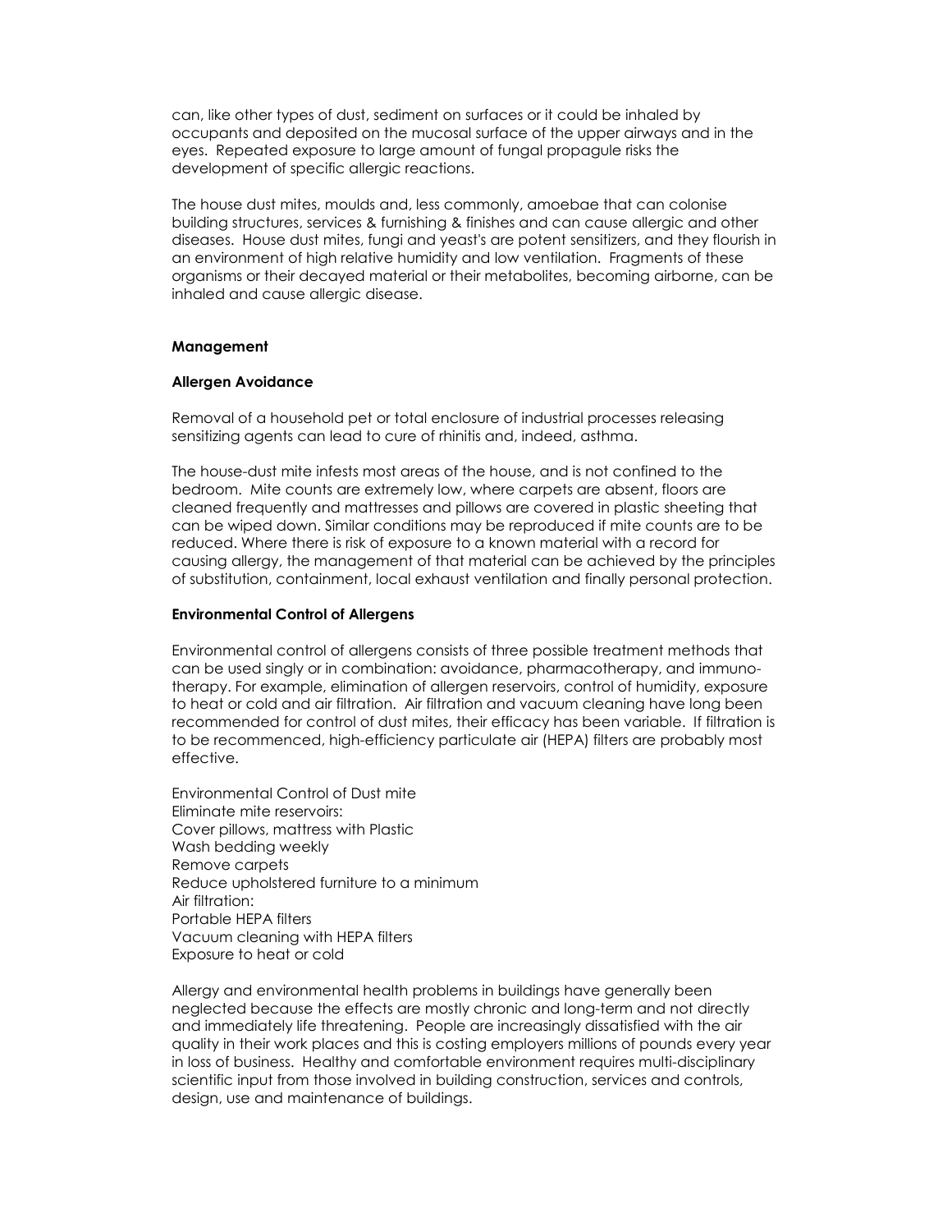can, like other types of dust, sediment on surfaces or it could be inhaled by occupants and deposited on the mucosal surface of the upper airways and in the eyes. Repeated exposure to large amount of fungal propagule risks the development of specific allergic reactions.

The house dust mites, moulds and, less commonly, amoebae that can colonise building structures, services & furnishing & finishes and can cause allergic and other diseases. House dust mites, fungi and yeast's are potent sensitizers, and they flourish in an environment of high relative humidity and low ventilation. Fragments of these organisms or their decayed material or their metabolites, becoming airborne, can be inhaled and cause allergic disease.

**Management**

**Allergen Avoidance**

Removal of a household pet or total enclosure of industrial processes releasing sensitizing agents can lead to cure of rhinitis and, indeed, asthma.

The house-dust mite infests most areas of the house, and is not confined to the bedroom. Mite counts are extremely low, where carpets are absent, floors are cleaned frequently and mattresses and pillows are covered in plastic sheeting that can be wiped down. Similar conditions may be reproduced if mite counts are to be reduced. Where there is risk of exposure to a known material with a record for causing allergy, the management of that material can be achieved by the principles of substitution, containment, local exhaust ventilation and finally personal protection.

**Environmental Control of Allergens**

Environmental control of allergens consists of three possible treatment methods that can be used singly or in combination: avoidance, pharmacotherapy, and immuno-therapy. For example, elimination of allergen reservoirs, control of humidity, exposure to heat or cold and air filtration. Air filtration and vacuum cleaning have long been recommended for control of dust mites, their efficacy has been variable. If filtration is to be recommenced, high-efficiency particulate air (HEPA) filters are probably most effective.

Environmental Control of Dust mite
Eliminate mite reservoirs:
Cover pillows, mattress with Plastic
Wash bedding weekly
Remove carpets
Reduce upholstered furniture to a minimum
Air filtration:
Portable HEPA filters
Vacuum cleaning with HEPA filters
Exposure to heat or cold

Allergy and environmental health problems in buildings have generally been neglected because the effects are mostly chronic and long-term and not directly and immediately life threatening. People are increasingly dissatisfied with the air quality in their work places and this is costing employers millions of pounds every year in loss of business. Healthy and comfortable environment requires multi-disciplinary scientific input from those involved in building construction, services and controls, design, use and maintenance of buildings.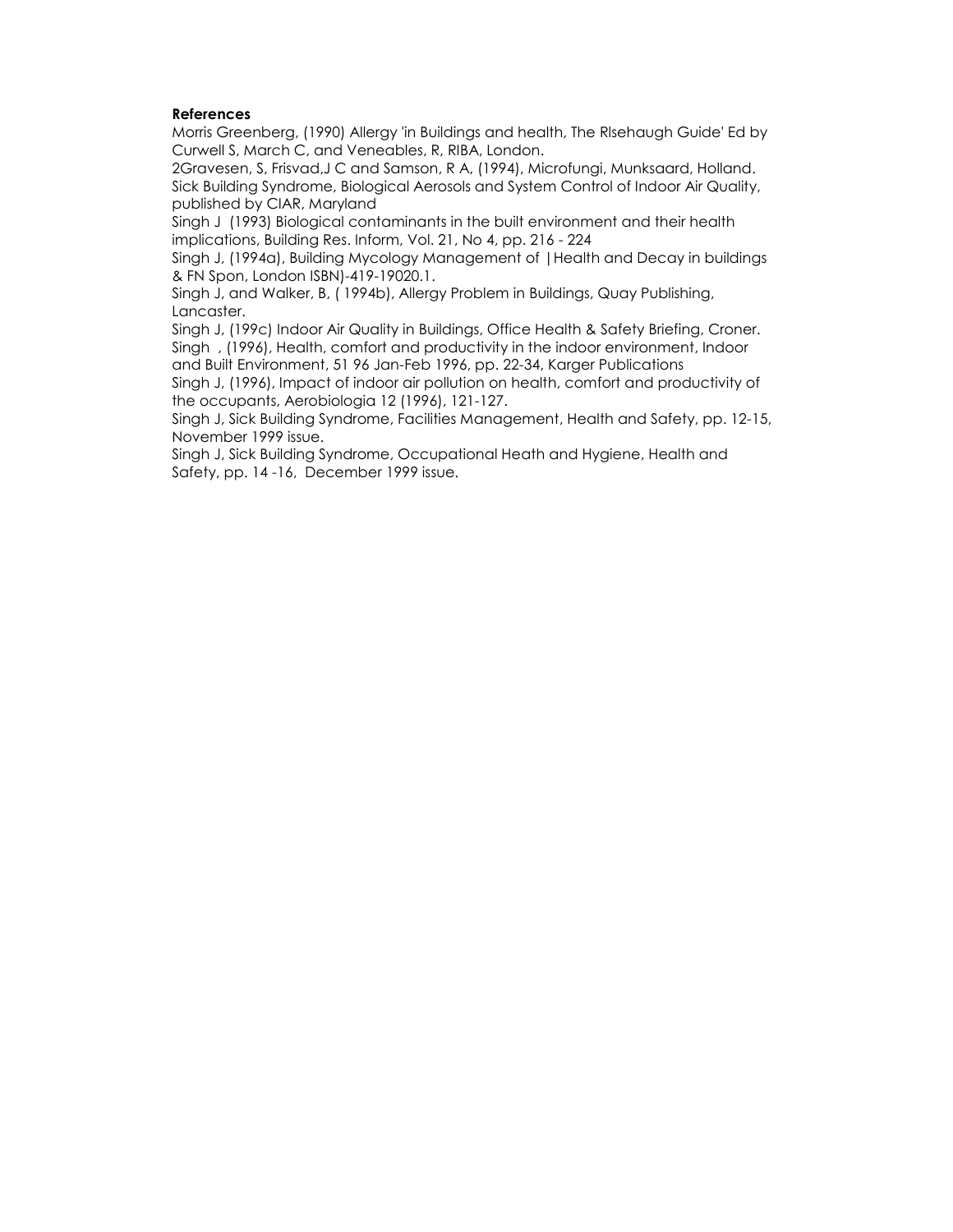**References**

Morris Greenberg, (1990) Allergy 'in Buildings and health, The RIsehaugh Guide' Ed by Curwell S, March C, and Veneables, R, RIBA, London.

2Gravesen, S, Frisvad,J C and Samson, R A, (1994), Microfungi, Munksaard, Holland. Sick Building Syndrome, Biological Aerosols and System Control of Indoor Air Quality, published by CIAR, Maryland

Singh J (1993) Biological contaminants in the built environment and their health implications, Building Res. Inform, Vol. 21, No 4, pp. 216 - 224

Singh J, (1994a), Building Mycology Management of |Health and Decay in buildings & FN Spon, London ISBN)-419-19020.1.

Singh J, and Walker, B, ( 1994b), Allergy Problem in Buildings, Quay Publishing, Lancaster.

Singh J, (199c) Indoor Air Quality in Buildings, Office Health & Safety Briefing, Croner.

Singh , (1996), Health, comfort and productivity in the indoor environment, Indoor and Built Environment, 51 96 Jan-Feb 1996, pp. 22-34, Karger Publications

Singh J, (1996), Impact of indoor air pollution on health, comfort and productivity of the occupants, Aerobiologia 12 (1996), 121-127.

Singh J, Sick Building Syndrome, Facilities Management, Health and Safety, pp. 12-15, November 1999 issue.

Singh J, Sick Building Syndrome, Occupational Heath and Hygiene, Health and Safety, pp. 14 -16, December 1999 issue.